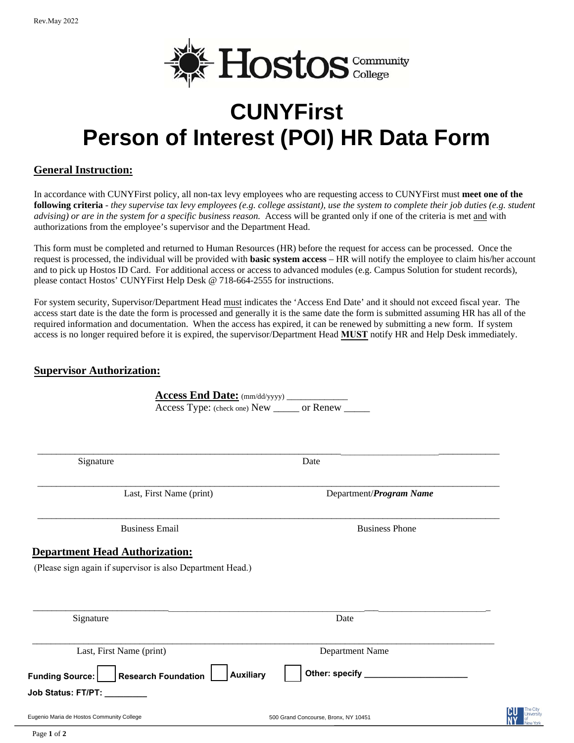Rev.May 2022

Hostos Community College

# CUNYFirst
# Person of Interest (POI) HR Data Form

## General Instruction:

In accordance with CUNYFirst policy, all non-tax levy employees who are requesting access to CUNYFirst must **meet one of the following criteria** - *they supervise tax levy employees (e.g. college assistant), use the system to complete their job duties (e.g. student advising) or are in the system for a specific business reason.* Access will be granted only if one of the criteria is met and with authorizations from the employee's supervisor and the Department Head.

This form must be completed and returned to Human Resources (HR) before the request for access can be processed. Once the request is processed, the individual will be provided with **basic system access** – HR will notify the employee to claim his/her account and to pick up Hostos ID Card. For additional access or access to advanced modules (e.g. Campus Solution for student records), please contact Hostos' CUNYFirst Help Desk @ 718-664-2555 for instructions.

For system security, Supervisor/Department Head must indicates the 'Access End Date' and it should not exceed fiscal year. The access start date is the date the form is processed and generally it is the same date the form is submitted assuming HR has all of the required information and documentation. When the access has expired, it can be renewed by submitting a new form. If system access is no longer required before it is expired, the supervisor/Department Head **MUST** notify HR and Help Desk immediately.

## Supervisor Authorization:

**Access End Date:** (mm/dd/yyyy) _____________

Access Type: (check one) New _____ or Renew _____

_______________________________________________ _______________________

Signature | Date

_______________________________________________ _______________________

Last, First Name (print) | Department/***Program Name***

_______________________________________________ _______________________

Business Email | Business Phone

## Department Head Authorization:

(Please sign again if supervisor is also Department Head.)

_______________________________________________ _______________________

Signature | Date

_______________________________________________ _______________________

Last, First Name (print) | Department Name

**Funding Source:** ☐ **Research Foundation** ☐ **Auxiliary** ☐ **Other: specify** ______________________

**Job Status: FT/PT:** _________

Eugenio Maria de Hostos Community College 500 Grand Concourse, Bronx, NY 10451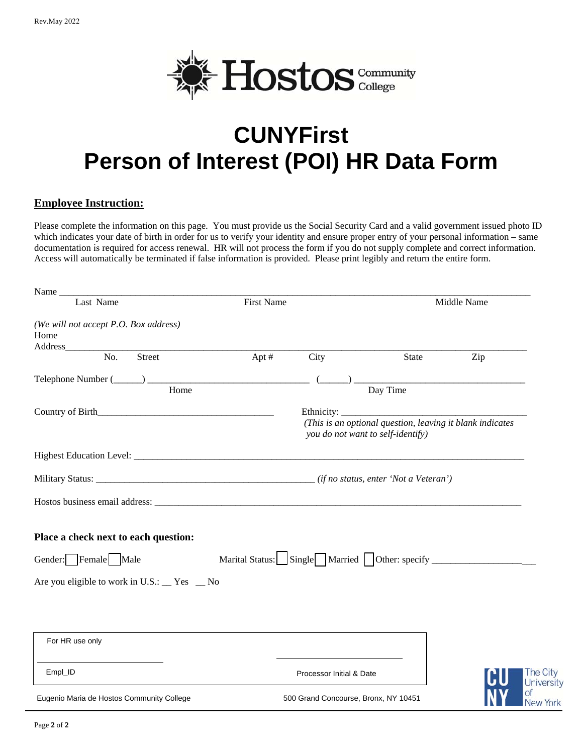Rev.May 2022

Hostos Community College

# CUNYFirst
# Person of Interest (POI) HR Data Form

## Employee Instruction:

Please complete the information on this page. You must provide us the Social Security Card and a valid government issued photo ID which indicates your date of birth in order for us to verify your identity and ensure proper entry of your personal information – same documentation is required for access renewal. HR will not process the form if you do not supply complete and correct information. Access will automatically be terminated if false information is provided. Please print legibly and return the entire form.

Name ______________________________________________________________________________
Last Name First Name Middle Name

*(We will not accept P.O. Box address)*
Home Address______________________________________________________________________________
No. Street Apt # City State Zip

Telephone Number (\_\_\_\_\_\_) ________________________________ (\_\_\_\_\_\_) ________________________________
Home Day Time

Country of Birth____________________________________

Ethnicity: ____________________________________
*(This is an optional question, leaving it blank indicates you do not want to self-identify)*

Highest Education Level: ______________________________________________________________________________

Military Status: ______________________________________________ *(if no status, enter 'Not a Veteran')*

Hostos business email address: ______________________________________________________________________________

**Place a check next to each question:**

Gender: ☐ Female ☐ Male

Marital Status: ☐ Single ☐ Married ☐ Other: specify ______________________

Are you eligible to work in U.S.: \_\_ Yes \_\_ No

| For HR use only | |
|---|---|
| ______________________ | ______________________ |
| Empl_ID | Processor Initial & Date |

Eugenio Maria de Hostos Community College 500 Grand Concourse, Bronx, NY 10451

CUNY The City University of New York